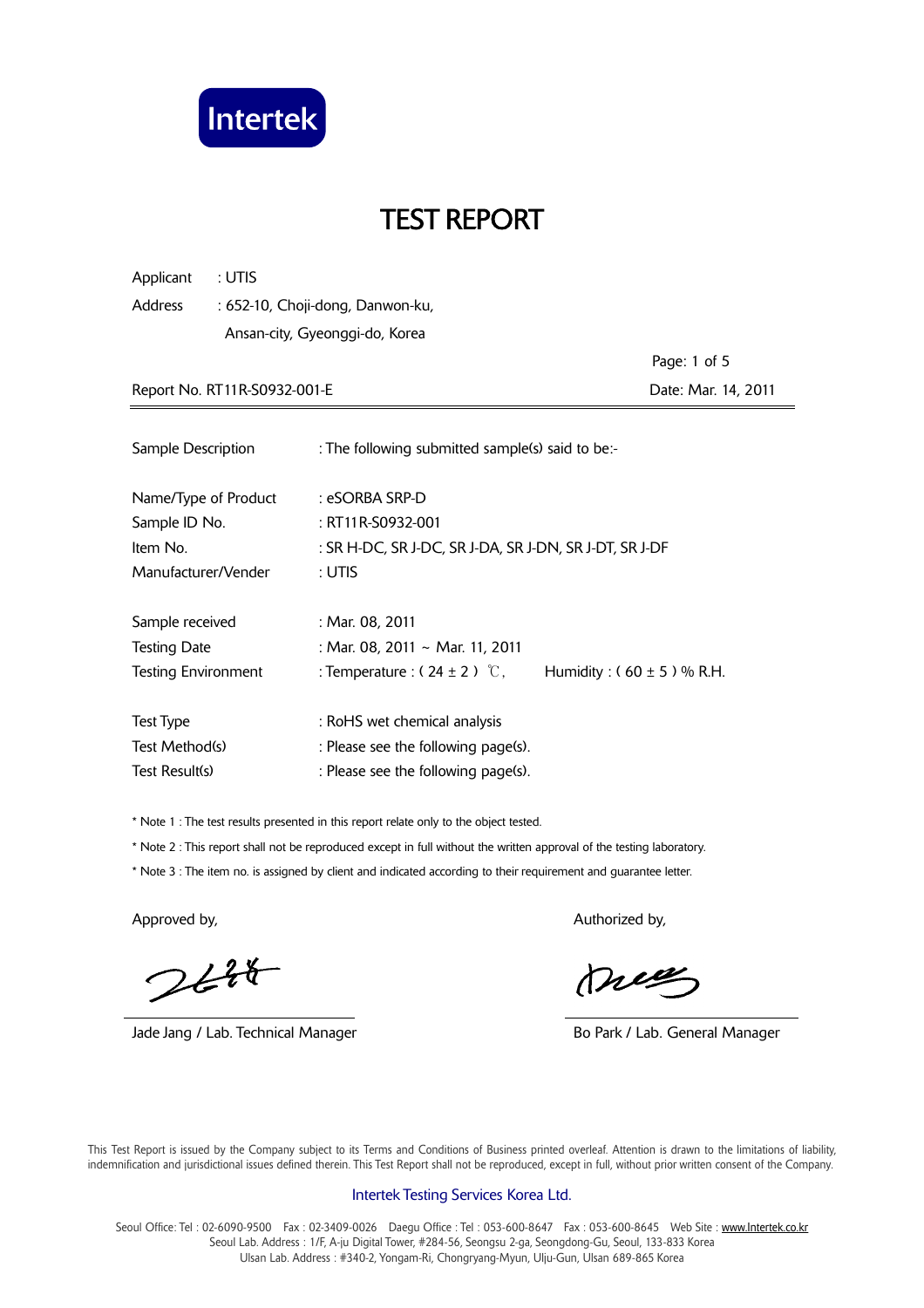Intertek

# TEST REPORT

Applicant : UTIS

Address : 652-10, Choji-dong, Danwon-ku,
Ansan-city, Gyeonggi-do, Korea

Page: 1 of 5

Report No. RT11R-S0932-001-E | Date: Mar. 14, 2011

---

Sample Description : The following submitted sample(s) said to be:-

Name/Type of Product : eSORBA SRP-D
Sample ID No. : RT11R-S0932-001
Item No. : SR H-DC, SR J-DC, SR J-DA, SR J-DN, SR J-DT, SR J-DF
Manufacturer/Vender : UTIS

Sample received : Mar. 08, 2011
Testing Date : Mar. 08, 2011 ~ Mar. 11, 2011
Testing Environment : Temperature : ( 24 ± 2 ) ℃,  Humidity : ( 60 ± 5 ) % R.H.

Test Type : RoHS wet chemical analysis
Test Method(s) : Please see the following page(s).
Test Result(s) : Please see the following page(s).

* Note 1 : The test results presented in this report relate only to the object tested.
* Note 2 : This report shall not be reproduced except in full without the written approval of the testing laboratory.
* Note 3 : The item no. is assigned by client and indicated according to their requirement and guarantee letter.

Approved by,

Jade Jang / Lab. Technical Manager

Authorized by,

Bo Park / Lab. General Manager

This Test Report is issued by the Company subject to its Terms and Conditions of Business printed overleaf. Attention is drawn to the limitations of liability, indemnification and jurisdictional issues defined therein. This Test Report shall not be reproduced, except in full, without prior written consent of the Company.

Intertek Testing Services Korea Ltd.

Seoul Office: Tel : 02-6090-9500 Fax : 02-3409-0026 Daegu Office : Tel : 053-600-8647 Fax : 053-600-8645 Web Site : www.Intertek.co.kr
Seoul Lab. Address : 1/F, A-ju Digital Tower, #284-56, Seongsu 2-ga, Seongdong-Gu, Seoul, 133-833 Korea
Ulsan Lab. Address : #340-2, Yongam-Ri, Chongryang-Myun, Ulju-Gun, Ulsan 689-865 Korea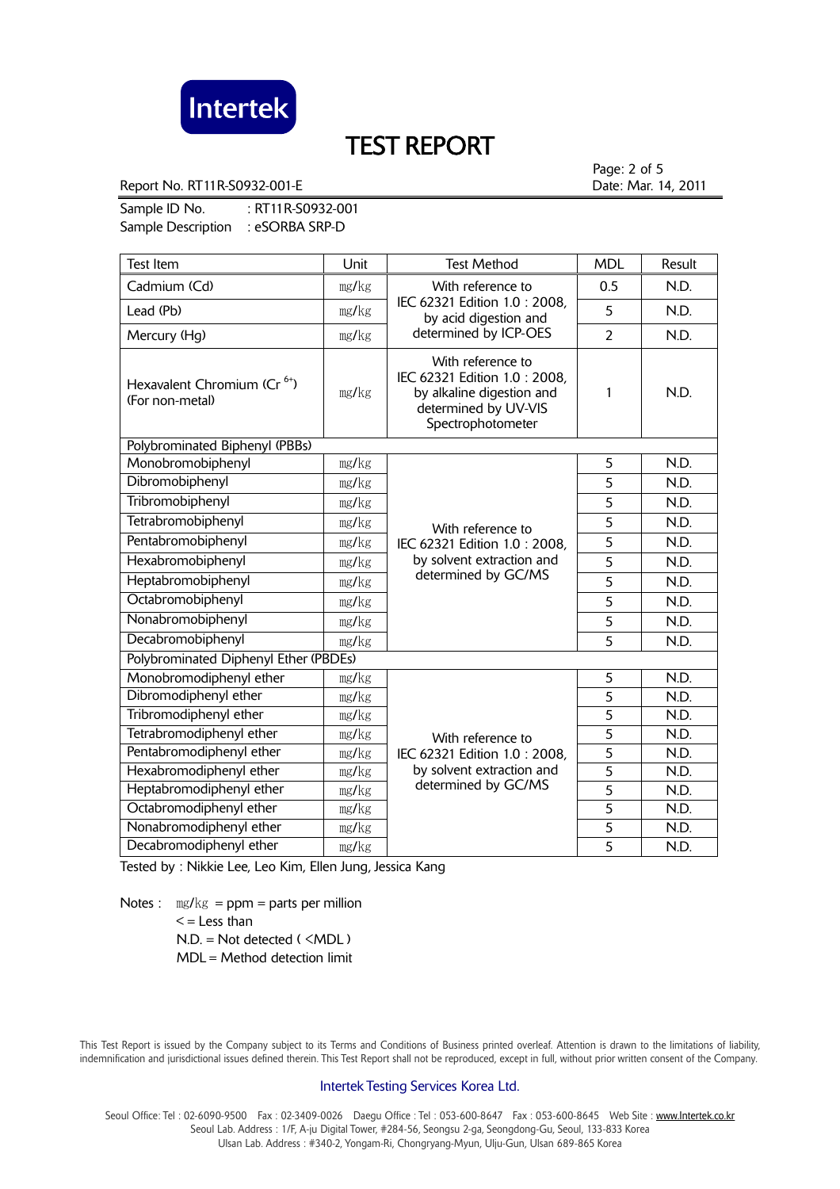Intertek

# TEST REPORT

Report No. RT11R-S0932-001-E

Date: Mar. 14, 2011

Sample ID No. : RT11R-S0932-001

Sample Description : eSORBA SRP-D

| Test Item | Unit | Test Method | MDL | Result |
|---|---|---|---|---|
| Cadmium (Cd) | mg/kg | With reference to IEC 62321 Edition 1.0 : 2008, by acid digestion and determined by ICP-OES | 0.5 | N.D. |
| Lead (Pb) | mg/kg | | 5 | N.D. |
| Mercury (Hg) | mg/kg | | 2 | N.D. |
| Hexavalent Chromium ($Cr^{6+}$) (For non-metal) | mg/kg | With reference to IEC 62321 Edition 1.0 : 2008, by alkaline digestion and determined by UV-VIS Spectrophotometer | 1 | N.D. |
| Polybrominated Biphenyl (PBBs) | | | | |
| Monobromobiphenyl | mg/kg | With reference to IEC 62321 Edition 1.0 : 2008, by solvent extraction and determined by GC/MS | 5 | N.D. |
| Dibromobiphenyl | mg/kg | | 5 | N.D. |
| Tribromobiphenyl | mg/kg | | 5 | N.D. |
| Tetrabromobiphenyl | mg/kg | | 5 | N.D. |
| Pentabromobiphenyl | mg/kg | | 5 | N.D. |
| Hexabromobiphenyl | mg/kg | | 5 | N.D. |
| Heptabromobiphenyl | mg/kg | | 5 | N.D. |
| Octabromobiphenyl | mg/kg | | 5 | N.D. |
| Nonabromobiphenyl | mg/kg | | 5 | N.D. |
| Decabromobiphenyl | mg/kg | | 5 | N.D. |
| Polybrominated Diphenyl Ether (PBDEs) | | | | |
| Monobromodiphenyl ether | mg/kg | With reference to IEC 62321 Edition 1.0 : 2008, by solvent extraction and determined by GC/MS | 5 | N.D. |
| Dibromodiphenyl ether | mg/kg | | 5 | N.D. |
| Tribromodiphenyl ether | mg/kg | | 5 | N.D. |
| Tetrabromodiphenyl ether | mg/kg | | 5 | N.D. |
| Pentabromodiphenyl ether | mg/kg | | 5 | N.D. |
| Hexabromodiphenyl ether | mg/kg | | 5 | N.D. |
| Heptabromodiphenyl ether | mg/kg | | 5 | N.D. |
| Octabromodiphenyl ether | mg/kg | | 5 | N.D. |
| Nonabromodiphenyl ether | mg/kg | | 5 | N.D. |
| Decabromodiphenyl ether | mg/kg | | 5 | N.D. |

Tested by : Nikkie Lee, Leo Kim, Ellen Jung, Jessica Kang

Notes : mg/kg = ppm = parts per million
< = Less than
N.D. = Not detected ( <MDL )
MDL = Method detection limit

This Test Report is issued by the Company subject to its Terms and Conditions of Business printed overleaf. Attention is drawn to the limitations of liability, indemnification and jurisdictional issues defined therein. This Test Report shall not be reproduced, except in full, without prior written consent of the Company.

Intertek Testing Services Korea Ltd.

Seoul Office: Tel : 02-6090-9500 Fax : 02-3409-0026 Daegu Office : Tel : 053-600-8647 Fax : 053-600-8645 Web Site : www.Intertek.co.kr
Seoul Lab. Address : 1/F, A-ju Digital Tower, #284-56, Seongsu 2-ga, Seongdong-Gu, Seoul, 133-833 Korea
Ulsan Lab. Address : #340-2, Yongam-Ri, Chongryang-Myun, Ulju-Gun, Ulsan 689-865 Korea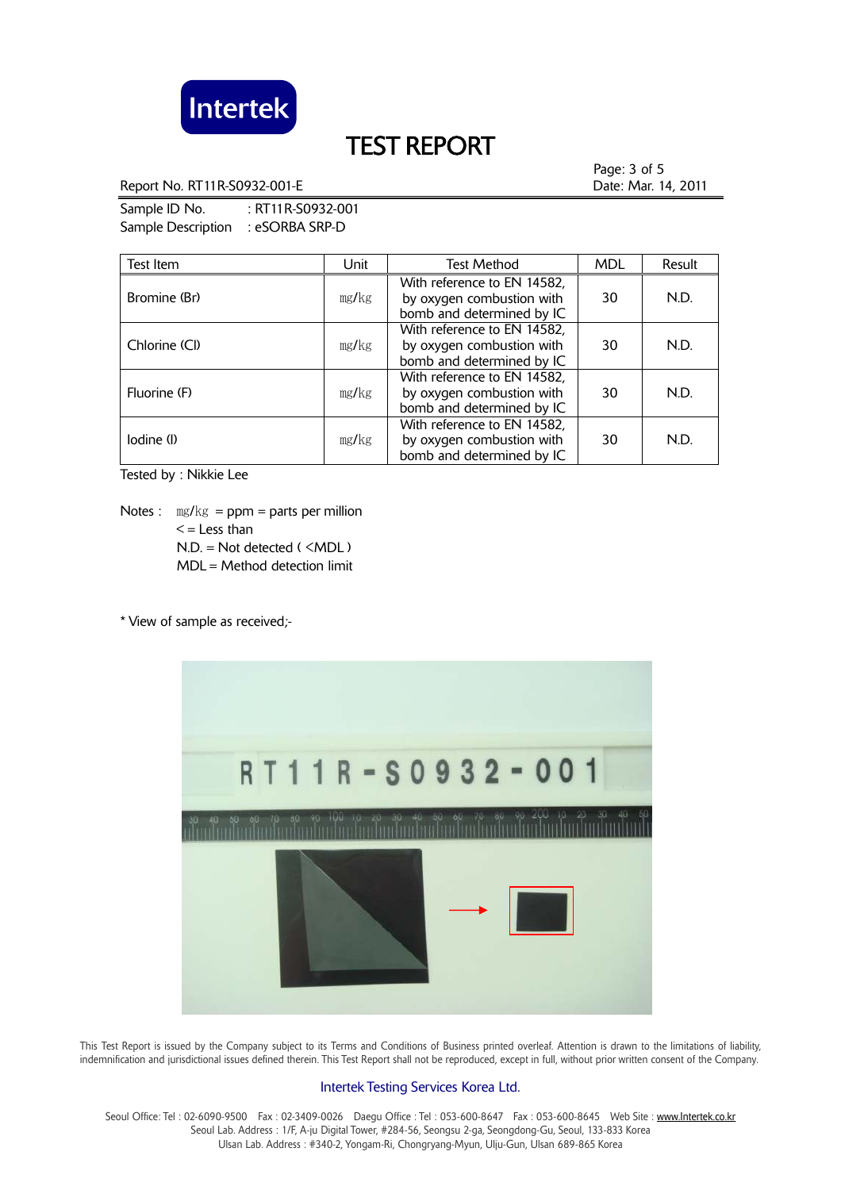# TEST REPORT

Report No. RT11R-S0932-001-E

Date: Mar. 14, 2011

Sample ID No. : RT11R-S0932-001
Sample Description : eSORBA SRP-D

| Test Item | Unit | Test Method | MDL | Result |
|---|---|---|---|---|
| Bromine (Br) | mg/kg | With reference to EN 14582, by oxygen combustion with bomb and determined by IC | 30 | N.D. |
| Chlorine (Cl) | mg/kg | With reference to EN 14582, by oxygen combustion with bomb and determined by IC | 30 | N.D. |
| Fluorine (F) | mg/kg | With reference to EN 14582, by oxygen combustion with bomb and determined by IC | 30 | N.D. |
| Iodine (I) | mg/kg | With reference to EN 14582, by oxygen combustion with bomb and determined by IC | 30 | N.D. |

Tested by : Nikkie Lee

Notes : mg/kg = ppm = parts per million
< = Less than
N.D. = Not detected ( <MDL )
MDL = Method detection limit

* View of sample as received;-

This Test Report is issued by the Company subject to its Terms and Conditions of Business printed overleaf. Attention is drawn to the limitations of liability, indemnification and jurisdictional issues defined therein. This Test Report shall not be reproduced, except in full, without prior written consent of the Company.

Intertek Testing Services Korea Ltd.

Seoul Office: Tel : 02-6090-9500 Fax : 02-3409-0026 Daegu Office : Tel : 053-600-8647 Fax : 053-600-8645 Web Site : www.Intertek.co.kr
Seoul Lab. Address : 1/F, A-ju Digital Tower, #284-56, Seongsu 2-ga, Seongdong-Gu, Seoul, 133-833 Korea
Ulsan Lab. Address : #340-2, Yongam-Ri, Chongryang-Myun, Ulju-Gun, Ulsan 689-865 Korea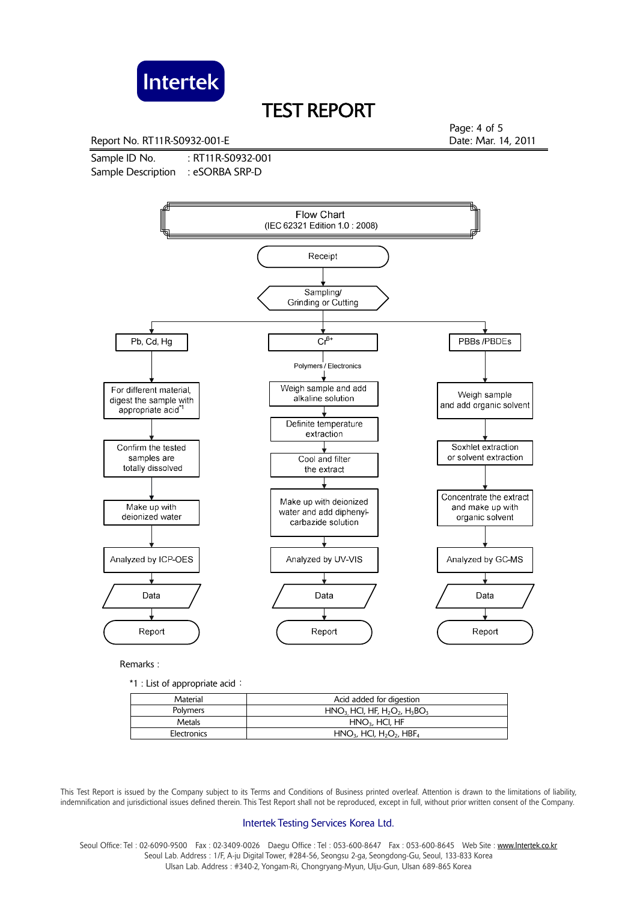Report No. RT11R-S0932-001-E

Date: Mar. 14, 2011

Sample ID No. : RT11R-S0932-001

Sample Description : eSORBA SRP-D

## Flow Chart
(IEC 62321 Edition 1.0 : 2008)

Receipt → Sampling/ Grinding or Cutting

**Pb, Cd, Hg**
- For different material, digest the sample with appropriate acid*1
- Confirm the tested samples are totally dissolved
- Make up with deionized water
- Analyzed by ICP-OES
- Data
- Report

**$Cr^{6+}$**
- Polymers / Electronics
- Weigh sample and add alkaline solution
- Definite temperature extraction
- Cool and filter the extract
- Make up with deionized water and add diphenyl-carbazide solution
- Analyzed by UV-VIS
- Data
- Report

**PBBs /PBDEs**
- Weigh sample and add organic solvent
- Soxhlet extraction or solvent extraction
- Concentrate the extract and make up with organic solvent
- Analyzed by GC-MS
- Data
- Report

Remarks :

*1 : List of appropriate acid :

| Material | Acid added for digestion |
|---|---|
| Polymers | $HNO_3$, HCl, HF, $H_2O_2$, $H_3BO_3$ |
| Metals | $HNO_3$, HCl, HF |
| Electronics | $HNO_3$, HCl, $H_2O_2$, $HBF_4$ |

This Test Report is issued by the Company subject to its Terms and Conditions of Business printed overleaf. Attention is drawn to the limitations of liability, indemnification and jurisdictional issues defined therein. This Test Report shall not be reproduced, except in full, without prior written consent of the Company.

Intertek Testing Services Korea Ltd.

Seoul Office: Tel : 02-6090-9500 Fax : 02-3409-0026 Daegu Office : Tel : 053-600-8647 Fax : 053-600-8645 Web Site : www.Intertek.co.kr
Seoul Lab. Address : 1/F, A-ju Digital Tower, #284-56, Seongsu 2-ga, Seongdong-Gu, Seoul, 133-833 Korea
Ulsan Lab. Address : #340-2, Yongam-Ri, Chongryang-Myun, Ulju-Gun, Ulsan 689-865 Korea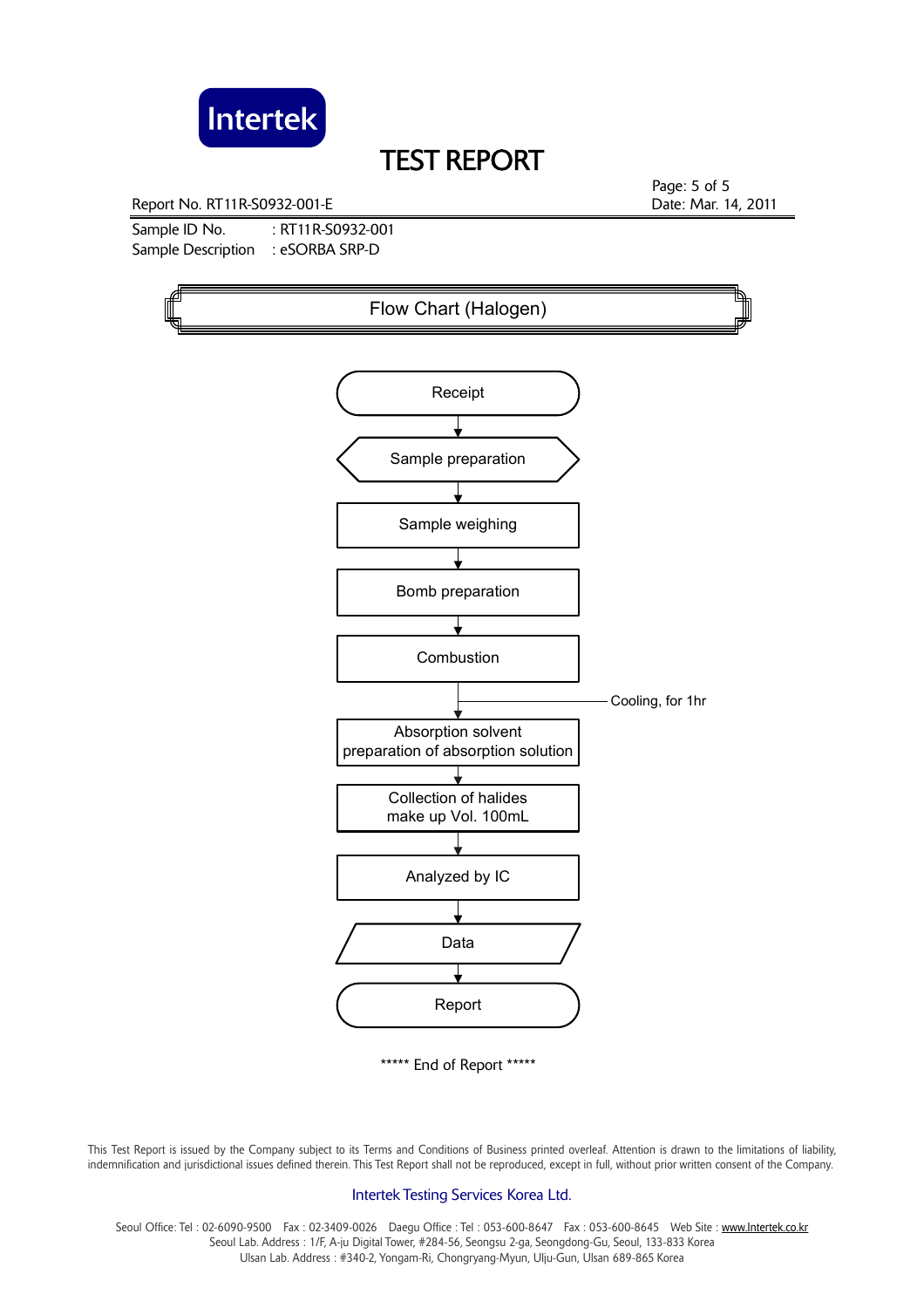# TEST REPORT

Report No. RT11R-S0932-001-E

Date: Mar. 14, 2011

Sample ID No. : RT11R-S0932-001

Sample Description : eSORBA SRP-D

## Flow Chart (Halogen)

Receipt

Sample preparation

Sample weighing

Bomb preparation

Combustion

Cooling, for 1hr

Absorption solvent
preparation of absorption solution

Collection of halides
make up Vol. 100mL

Analyzed by IC

Data

Report

***** End of Report *****

This Test Report is issued by the Company subject to its Terms and Conditions of Business printed overleaf. Attention is drawn to the limitations of liability, indemnification and jurisdictional issues defined therein. This Test Report shall not be reproduced, except in full, without prior written consent of the Company.

Intertek Testing Services Korea Ltd.

Seoul Office: Tel : 02-6090-9500 Fax : 02-3409-0026 Daegu Office : Tel : 053-600-8647 Fax : 053-600-8645 Web Site : www.Intertek.co.kr
Seoul Lab. Address : 1/F, A-ju Digital Tower, #284-56, Seongsu 2-ga, Seongdong-Gu, Seoul, 133-833 Korea
Ulsan Lab. Address : #340-2, Yongam-Ri, Chongryang-Myun, Ulju-Gun, Ulsan 689-865 Korea